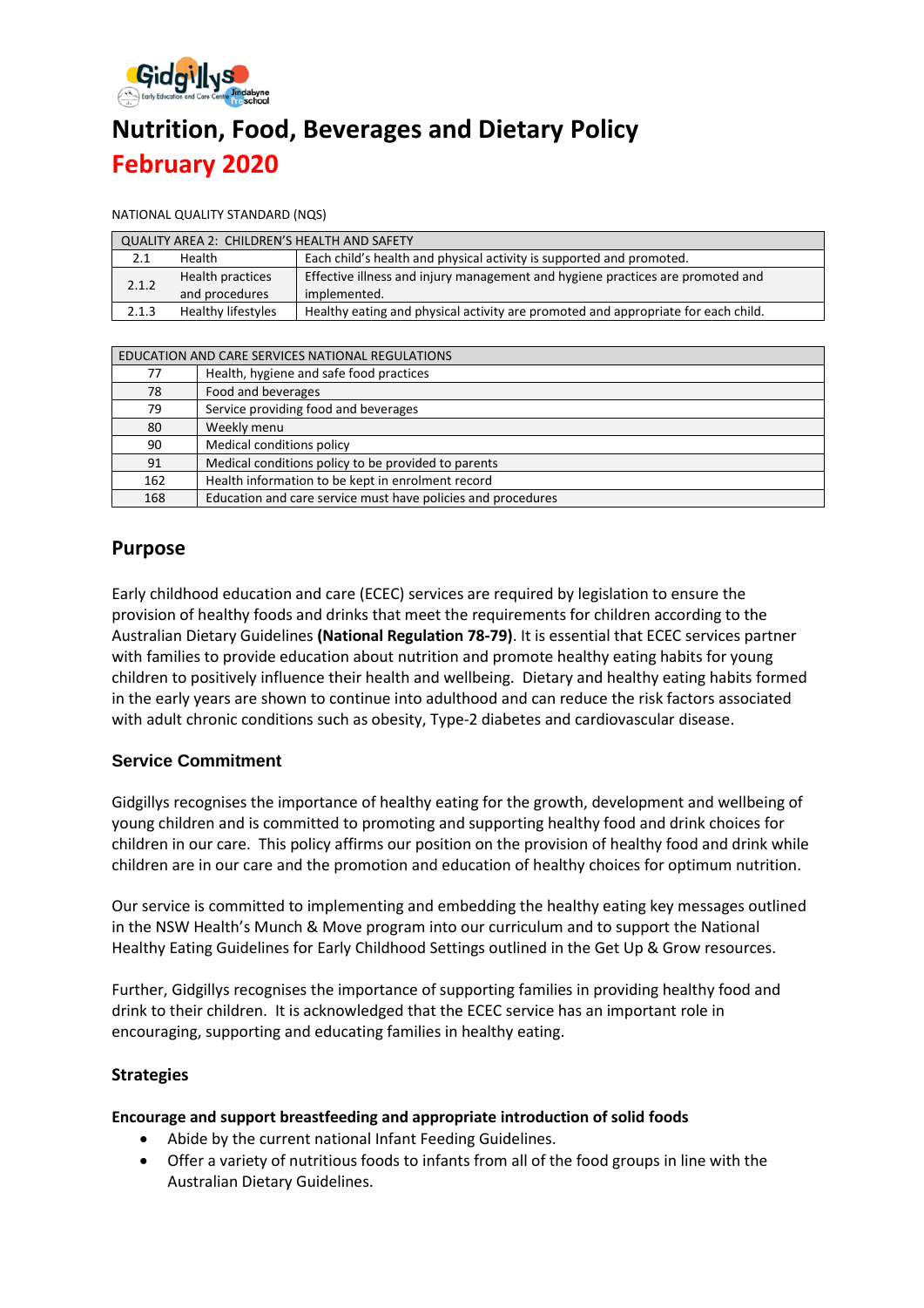# Nutrition, Food, Beverages and Dietary Policy

## February 2020

NATIONAL QUALITY STANDARD (NQS)

| QUALITY AREA 2: CHILDREN'S HEALTH AND SAFETY | | |
|---|---|---|
| 2.1 | Health | Each child's health and physical activity is supported and promoted. |
| 2.1.2 | Health practices and procedures | Effective illness and injury management and hygiene practices are promoted and implemented. |
| 2.1.3 | Healthy lifestyles | Healthy eating and physical activity are promoted and appropriate for each child. |

| EDUCATION AND CARE SERVICES NATIONAL REGULATIONS | |
|---|---|
| 77 | Health, hygiene and safe food practices |
| 78 | Food and beverages |
| 79 | Service providing food and beverages |
| 80 | Weekly menu |
| 90 | Medical conditions policy |
| 91 | Medical conditions policy to be provided to parents |
| 162 | Health information to be kept in enrolment record |
| 168 | Education and care service must have policies and procedures |

## Purpose

Early childhood education and care (ECEC) services are required by legislation to ensure the provision of healthy foods and drinks that meet the requirements for children according to the Australian Dietary Guidelines **(National Regulation 78-79)**. It is essential that ECEC services partner with families to provide education about nutrition and promote healthy eating habits for young children to positively influence their health and wellbeing. Dietary and healthy eating habits formed in the early years are shown to continue into adulthood and can reduce the risk factors associated with adult chronic conditions such as obesity, Type-2 diabetes and cardiovascular disease.

### Service Commitment

Gidgillys recognises the importance of healthy eating for the growth, development and wellbeing of young children and is committed to promoting and supporting healthy food and drink choices for children in our care. This policy affirms our position on the provision of healthy food and drink while children are in our care and the promotion and education of healthy choices for optimum nutrition.

Our service is committed to implementing and embedding the healthy eating key messages outlined in the NSW Health's Munch & Move program into our curriculum and to support the National Healthy Eating Guidelines for Early Childhood Settings outlined in the Get Up & Grow resources.

Further, Gidgillys recognises the importance of supporting families in providing healthy food and drink to their children. It is acknowledged that the ECEC service has an important role in encouraging, supporting and educating families in healthy eating.

### Strategies

**Encourage and support breastfeeding and appropriate introduction of solid foods**

- Abide by the current national Infant Feeding Guidelines.
- Offer a variety of nutritious foods to infants from all of the food groups in line with the Australian Dietary Guidelines.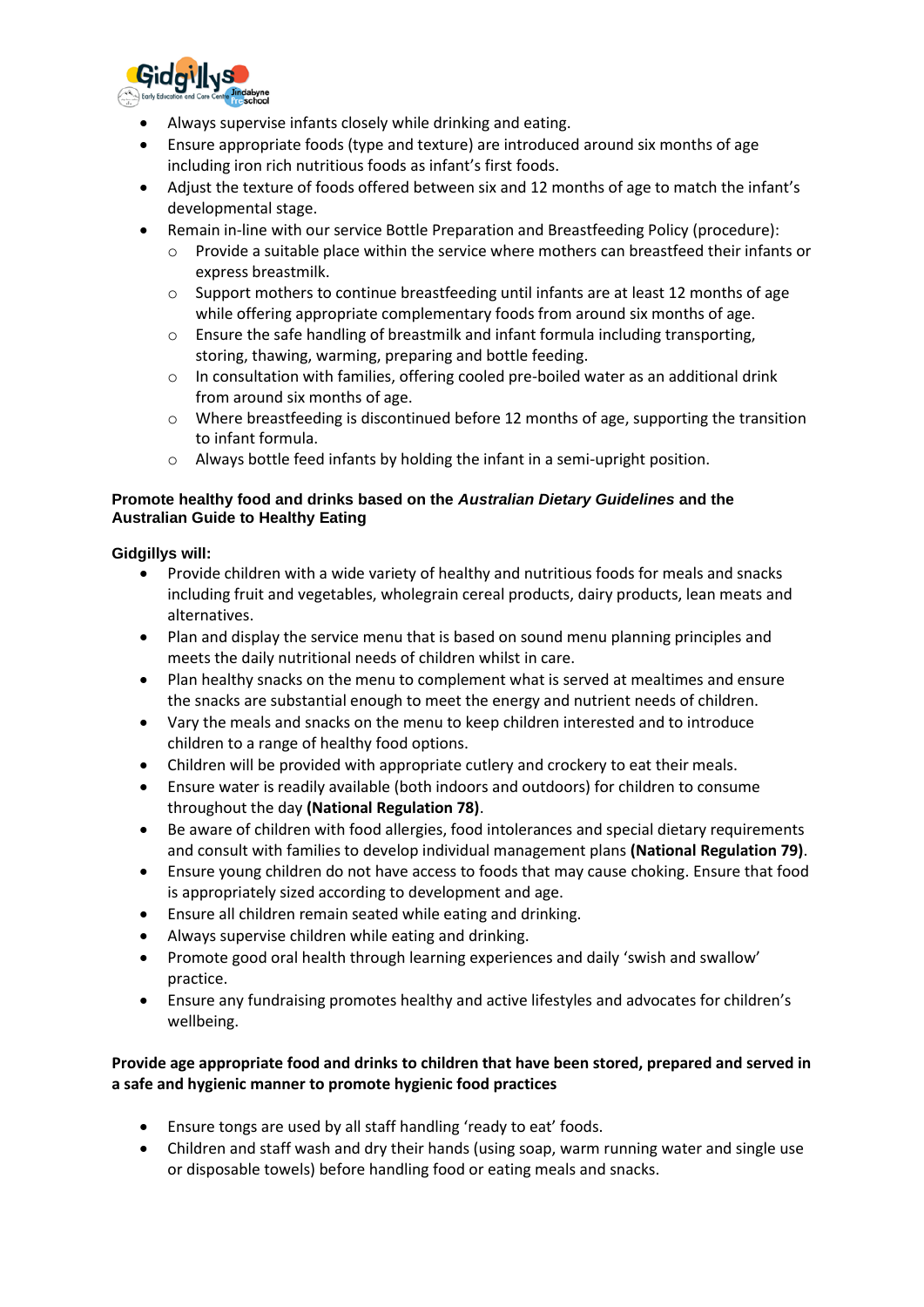- Always supervise infants closely while drinking and eating.
- Ensure appropriate foods (type and texture) are introduced around six months of age including iron rich nutritious foods as infant's first foods.
- Adjust the texture of foods offered between six and 12 months of age to match the infant's developmental stage.
- Remain in-line with our service Bottle Preparation and Breastfeeding Policy (procedure):
  - Provide a suitable place within the service where mothers can breastfeed their infants or express breastmilk.
  - Support mothers to continue breastfeeding until infants are at least 12 months of age while offering appropriate complementary foods from around six months of age.
  - Ensure the safe handling of breastmilk and infant formula including transporting, storing, thawing, warming, preparing and bottle feeding.
  - In consultation with families, offering cooled pre-boiled water as an additional drink from around six months of age.
  - Where breastfeeding is discontinued before 12 months of age, supporting the transition to infant formula.
  - Always bottle feed infants by holding the infant in a semi-upright position.

**Promote healthy food and drinks based on the *Australian Dietary Guidelines* and the Australian Guide to Healthy Eating**

**Gidgillys will:**

- Provide children with a wide variety of healthy and nutritious foods for meals and snacks including fruit and vegetables, wholegrain cereal products, dairy products, lean meats and alternatives.
- Plan and display the service menu that is based on sound menu planning principles and meets the daily nutritional needs of children whilst in care.
- Plan healthy snacks on the menu to complement what is served at mealtimes and ensure the snacks are substantial enough to meet the energy and nutrient needs of children.
- Vary the meals and snacks on the menu to keep children interested and to introduce children to a range of healthy food options.
- Children will be provided with appropriate cutlery and crockery to eat their meals.
- Ensure water is readily available (both indoors and outdoors) for children to consume throughout the day **(National Regulation 78)**.
- Be aware of children with food allergies, food intolerances and special dietary requirements and consult with families to develop individual management plans **(National Regulation 79)**.
- Ensure young children do not have access to foods that may cause choking. Ensure that food is appropriately sized according to development and age.
- Ensure all children remain seated while eating and drinking.
- Always supervise children while eating and drinking.
- Promote good oral health through learning experiences and daily 'swish and swallow' practice.
- Ensure any fundraising promotes healthy and active lifestyles and advocates for children's wellbeing.

**Provide age appropriate food and drinks to children that have been stored, prepared and served in a safe and hygienic manner to promote hygienic food practices**

- Ensure tongs are used by all staff handling 'ready to eat' foods.
- Children and staff wash and dry their hands (using soap, warm running water and single use or disposable towels) before handling food or eating meals and snacks.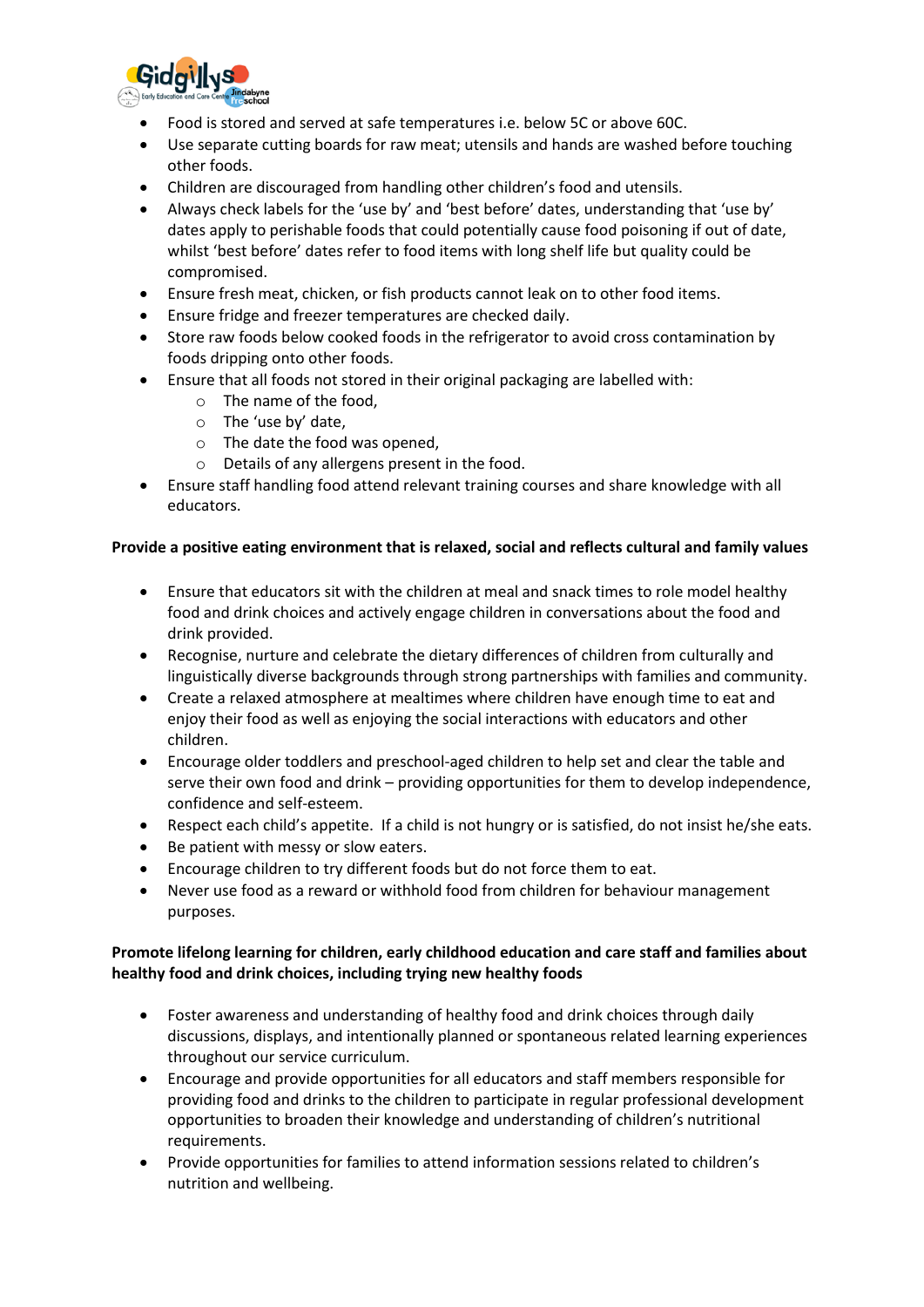- Food is stored and served at safe temperatures i.e. below 5C or above 60C.
- Use separate cutting boards for raw meat; utensils and hands are washed before touching other foods.
- Children are discouraged from handling other children's food and utensils.
- Always check labels for the 'use by' and 'best before' dates, understanding that 'use by' dates apply to perishable foods that could potentially cause food poisoning if out of date, whilst 'best before' dates refer to food items with long shelf life but quality could be compromised.
- Ensure fresh meat, chicken, or fish products cannot leak on to other food items.
- Ensure fridge and freezer temperatures are checked daily.
- Store raw foods below cooked foods in the refrigerator to avoid cross contamination by foods dripping onto other foods.
- Ensure that all foods not stored in their original packaging are labelled with:
  - The name of the food,
  - The 'use by' date,
  - The date the food was opened,
  - Details of any allergens present in the food.
- Ensure staff handling food attend relevant training courses and share knowledge with all educators.

**Provide a positive eating environment that is relaxed, social and reflects cultural and family values**

- Ensure that educators sit with the children at meal and snack times to role model healthy food and drink choices and actively engage children in conversations about the food and drink provided.
- Recognise, nurture and celebrate the dietary differences of children from culturally and linguistically diverse backgrounds through strong partnerships with families and community.
- Create a relaxed atmosphere at mealtimes where children have enough time to eat and enjoy their food as well as enjoying the social interactions with educators and other children.
- Encourage older toddlers and preschool-aged children to help set and clear the table and serve their own food and drink – providing opportunities for them to develop independence, confidence and self-esteem.
- Respect each child's appetite. If a child is not hungry or is satisfied, do not insist he/she eats.
- Be patient with messy or slow eaters.
- Encourage children to try different foods but do not force them to eat.
- Never use food as a reward or withhold food from children for behaviour management purposes.

**Promote lifelong learning for children, early childhood education and care staff and families about healthy food and drink choices, including trying new healthy foods**

- Foster awareness and understanding of healthy food and drink choices through daily discussions, displays, and intentionally planned or spontaneous related learning experiences throughout our service curriculum.
- Encourage and provide opportunities for all educators and staff members responsible for providing food and drinks to the children to participate in regular professional development opportunities to broaden their knowledge and understanding of children's nutritional requirements.
- Provide opportunities for families to attend information sessions related to children's nutrition and wellbeing.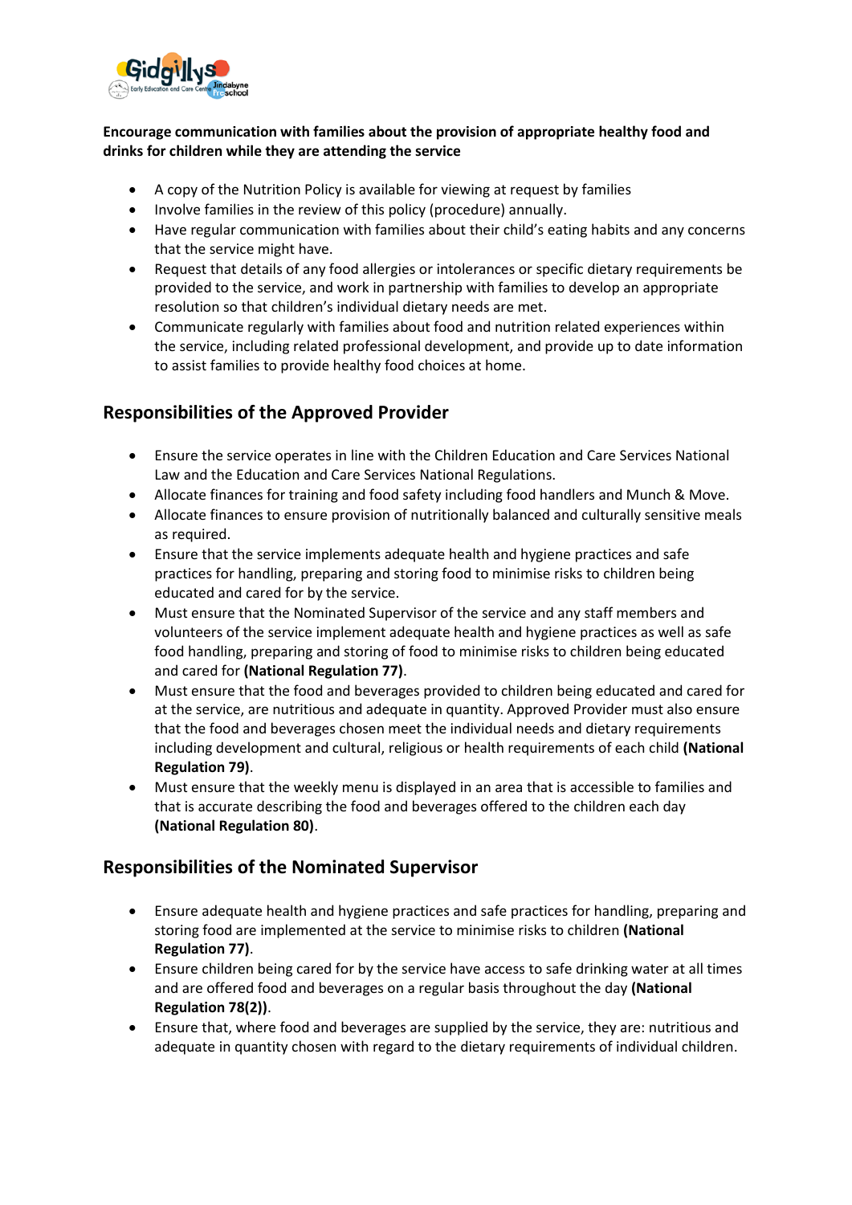**Encourage communication with families about the provision of appropriate healthy food and drinks for children while they are attending the service**

- A copy of the Nutrition Policy is available for viewing at request by families
- Involve families in the review of this policy (procedure) annually.
- Have regular communication with families about their child's eating habits and any concerns that the service might have.
- Request that details of any food allergies or intolerances or specific dietary requirements be provided to the service, and work in partnership with families to develop an appropriate resolution so that children's individual dietary needs are met.
- Communicate regularly with families about food and nutrition related experiences within the service, including related professional development, and provide up to date information to assist families to provide healthy food choices at home.

## Responsibilities of the Approved Provider

- Ensure the service operates in line with the Children Education and Care Services National Law and the Education and Care Services National Regulations.
- Allocate finances for training and food safety including food handlers and Munch & Move.
- Allocate finances to ensure provision of nutritionally balanced and culturally sensitive meals as required.
- Ensure that the service implements adequate health and hygiene practices and safe practices for handling, preparing and storing food to minimise risks to children being educated and cared for by the service.
- Must ensure that the Nominated Supervisor of the service and any staff members and volunteers of the service implement adequate health and hygiene practices as well as safe food handling, preparing and storing of food to minimise risks to children being educated and cared for **(National Regulation 77)**.
- Must ensure that the food and beverages provided to children being educated and cared for at the service, are nutritious and adequate in quantity. Approved Provider must also ensure that the food and beverages chosen meet the individual needs and dietary requirements including development and cultural, religious or health requirements of each child **(National Regulation 79)**.
- Must ensure that the weekly menu is displayed in an area that is accessible to families and that is accurate describing the food and beverages offered to the children each day **(National Regulation 80)**.

## Responsibilities of the Nominated Supervisor

- Ensure adequate health and hygiene practices and safe practices for handling, preparing and storing food are implemented at the service to minimise risks to children **(National Regulation 77)**.
- Ensure children being cared for by the service have access to safe drinking water at all times and are offered food and beverages on a regular basis throughout the day **(National Regulation 78(2))**.
- Ensure that, where food and beverages are supplied by the service, they are: nutritious and adequate in quantity chosen with regard to the dietary requirements of individual children.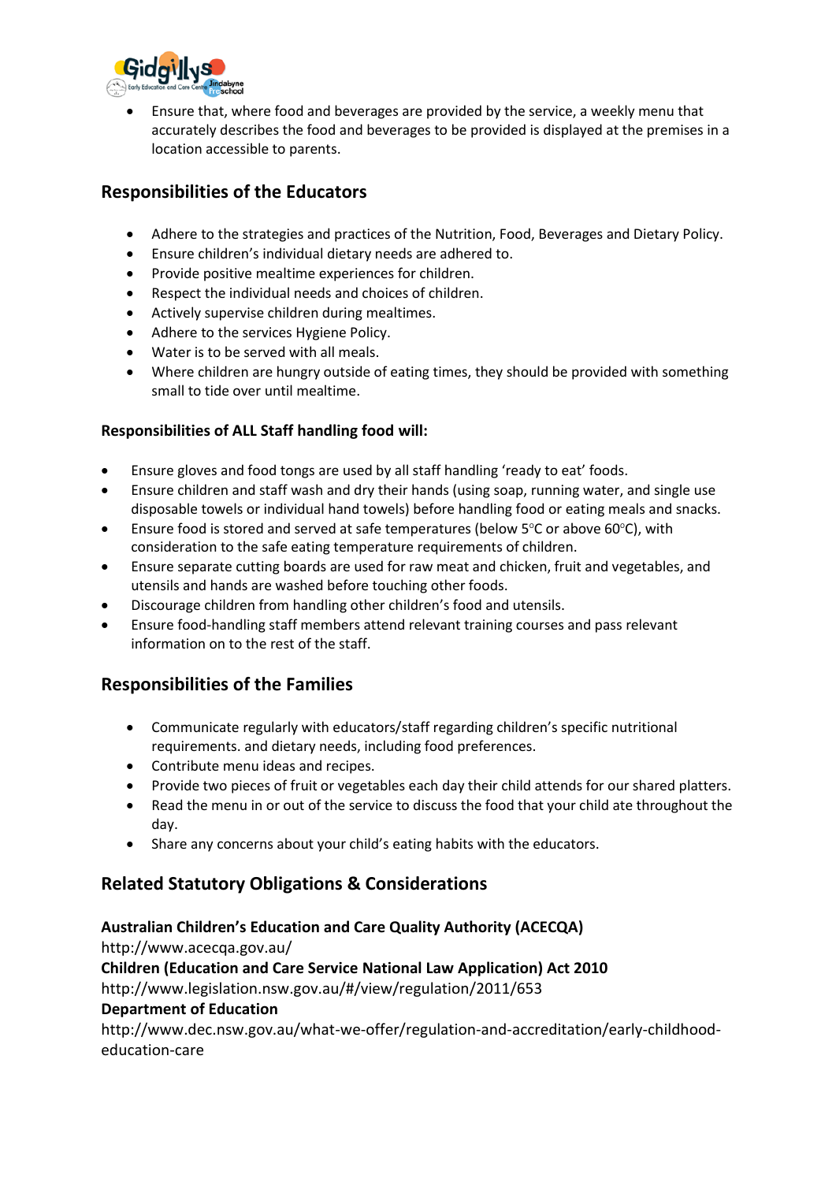- Ensure that, where food and beverages are provided by the service, a weekly menu that accurately describes the food and beverages to be provided is displayed at the premises in a location accessible to parents.

## Responsibilities of the Educators

- Adhere to the strategies and practices of the Nutrition, Food, Beverages and Dietary Policy.
- Ensure children's individual dietary needs are adhered to.
- Provide positive mealtime experiences for children.
- Respect the individual needs and choices of children.
- Actively supervise children during mealtimes.
- Adhere to the services Hygiene Policy.
- Water is to be served with all meals.
- Where children are hungry outside of eating times, they should be provided with something small to tide over until mealtime.

### Responsibilities of ALL Staff handling food will:

- Ensure gloves and food tongs are used by all staff handling 'ready to eat' foods.
- Ensure children and staff wash and dry their hands (using soap, running water, and single use disposable towels or individual hand towels) before handling food or eating meals and snacks.
- Ensure food is stored and served at safe temperatures (below 5°C or above 60°C), with consideration to the safe eating temperature requirements of children.
- Ensure separate cutting boards are used for raw meat and chicken, fruit and vegetables, and utensils and hands are washed before touching other foods.
- Discourage children from handling other children's food and utensils.
- Ensure food-handling staff members attend relevant training courses and pass relevant information on to the rest of the staff.

## Responsibilities of the Families

- Communicate regularly with educators/staff regarding children's specific nutritional requirements. and dietary needs, including food preferences.
- Contribute menu ideas and recipes.
- Provide two pieces of fruit or vegetables each day their child attends for our shared platters.
- Read the menu in or out of the service to discuss the food that your child ate throughout the day.
- Share any concerns about your child's eating habits with the educators.

## Related Statutory Obligations & Considerations

**Australian Children's Education and Care Quality Authority (ACECQA)**
http://www.acecqa.gov.au/
**Children (Education and Care Service National Law Application) Act 2010**
http://www.legislation.nsw.gov.au/#/view/regulation/2011/653
**Department of Education**
http://www.dec.nsw.gov.au/what-we-offer/regulation-and-accreditation/early-childhood-education-care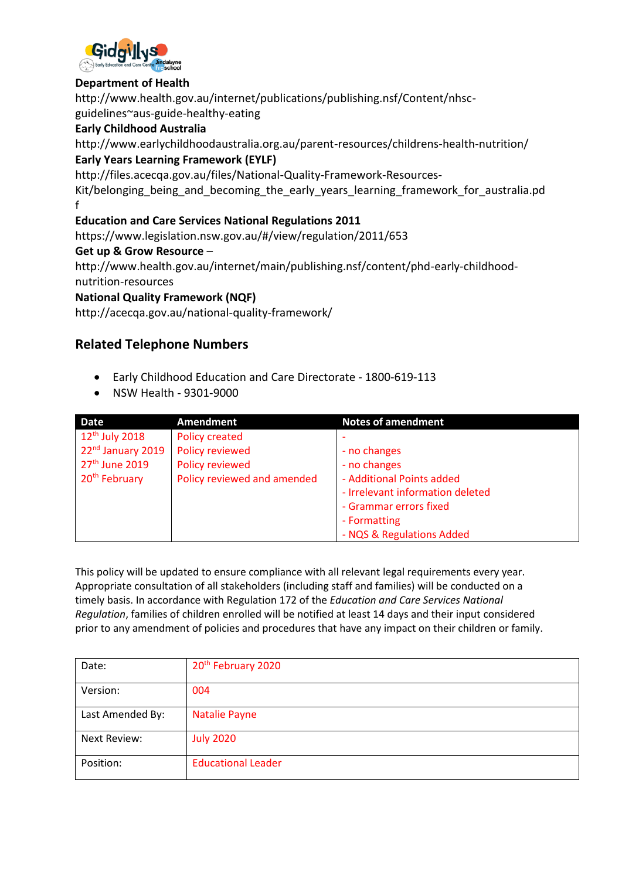**Department of Health**
http://www.health.gov.au/internet/publications/publishing.nsf/Content/nhsc-guidelines~aus-guide-healthy-eating
**Early Childhood Australia**
http://www.earlychildhoodaustralia.org.au/parent-resources/childrens-health-nutrition/
**Early Years Learning Framework (EYLF)**
http://files.acecqa.gov.au/files/National-Quality-Framework-Resources-Kit/belonging_being_and_becoming_the_early_years_learning_framework_for_australia.pdf
**Education and Care Services National Regulations 2011**
https://www.legislation.nsw.gov.au/#/view/regulation/2011/653
**Get up & Grow Resource** –
http://www.health.gov.au/internet/main/publishing.nsf/content/phd-early-childhood-nutrition-resources
**National Quality Framework (NQF)**
http://acecqa.gov.au/national-quality-framework/

## Related Telephone Numbers

- Early Childhood Education and Care Directorate - 1800-619-113
- NSW Health - 9301-9000

| Date | Amendment | Notes of amendment |
|---|---|---|
| 12th July 2018 | Policy created | - |
| 22nd January 2019 | Policy reviewed | - no changes |
| 27th June 2019 | Policy reviewed | - no changes |
| 20th February | Policy reviewed and amended | - Additional Points added<br>- Irrelevant information deleted<br>- Grammar errors fixed<br>- Formatting<br>- NQS & Regulations Added |

This policy will be updated to ensure compliance with all relevant legal requirements every year. Appropriate consultation of all stakeholders (including staff and families) will be conducted on a timely basis. In accordance with Regulation 172 of the *Education and Care Services National Regulation*, families of children enrolled will be notified at least 14 days and their input considered prior to any amendment of policies and procedures that have any impact on their children or family.

| | |
|---|---|
| Date: | 20th February 2020 |
| Version: | 004 |
| Last Amended By: | Natalie Payne |
| Next Review: | July 2020 |
| Position: | Educational Leader |